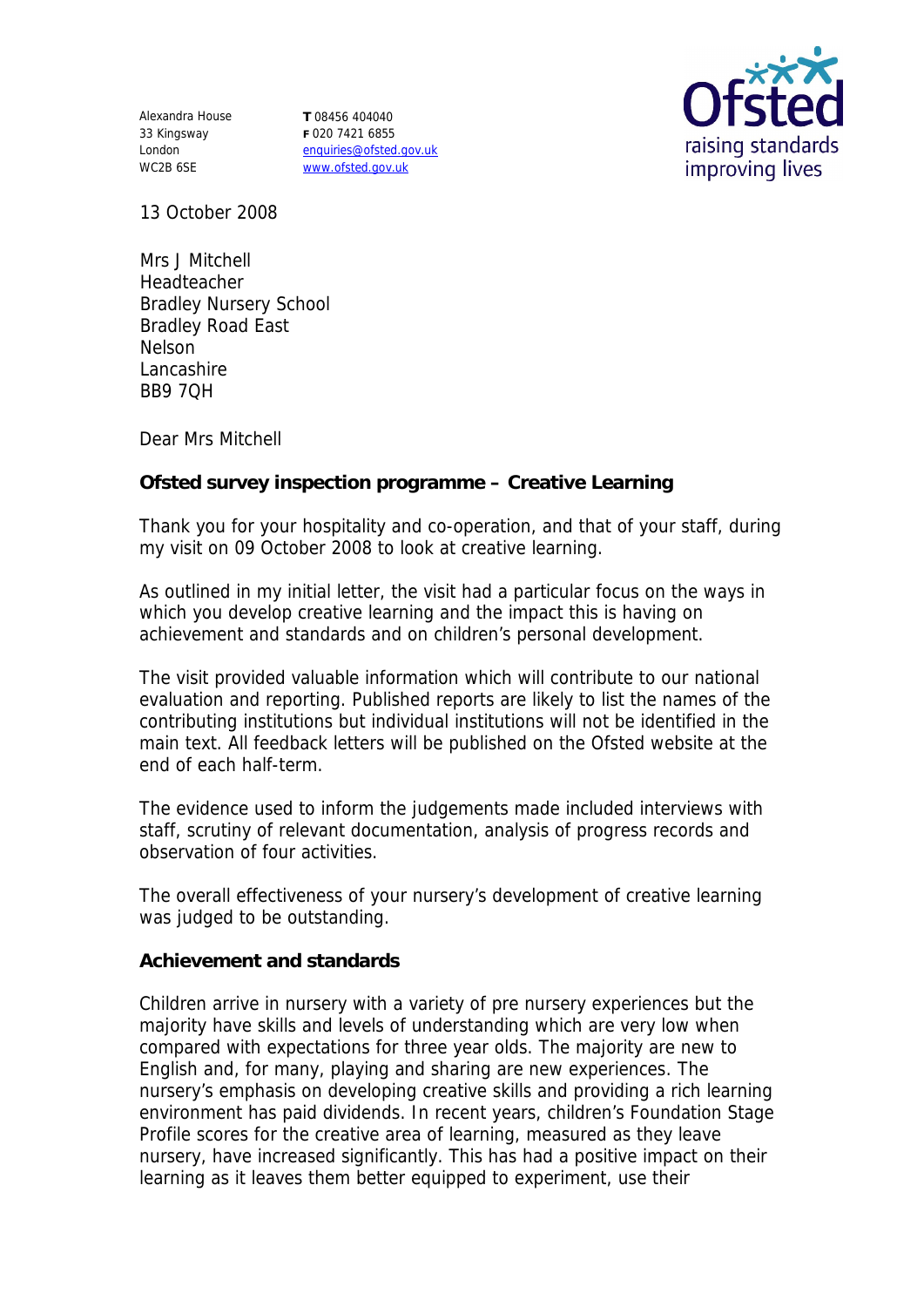Alexandra House
33 Kingsway
London
WC2B 6SE

T 08456 404040
F 020 7421 6855
enquiries@ofsted.gov.uk
www.ofsted.gov.uk

Ofsted
raising standards
improving lives

13 October 2008

Mrs J Mitchell
Headteacher
Bradley Nursery School
Bradley Road East
Nelson
Lancashire
BB9 7QH

Dear Mrs Mitchell

**Ofsted survey inspection programme – Creative Learning**

Thank you for your hospitality and co-operation, and that of your staff, during my visit on 09 October 2008 to look at creative learning.

As outlined in my initial letter, the visit had a particular focus on the ways in which you develop creative learning and the impact this is having on achievement and standards and on children's personal development.

The visit provided valuable information which will contribute to our national evaluation and reporting. Published reports are likely to list the names of the contributing institutions but individual institutions will not be identified in the main text. All feedback letters will be published on the Ofsted website at the end of each half-term.

The evidence used to inform the judgements made included interviews with staff, scrutiny of relevant documentation, analysis of progress records and observation of four activities.

The overall effectiveness of your nursery's development of creative learning was judged to be outstanding.

**Achievement and standards**

Children arrive in nursery with a variety of pre nursery experiences but the majority have skills and levels of understanding which are very low when compared with expectations for three year olds. The majority are new to English and, for many, playing and sharing are new experiences. The nursery's emphasis on developing creative skills and providing a rich learning environment has paid dividends. In recent years, children's Foundation Stage Profile scores for the creative area of learning, measured as they leave nursery, have increased significantly. This has had a positive impact on their learning as it leaves them better equipped to experiment, use their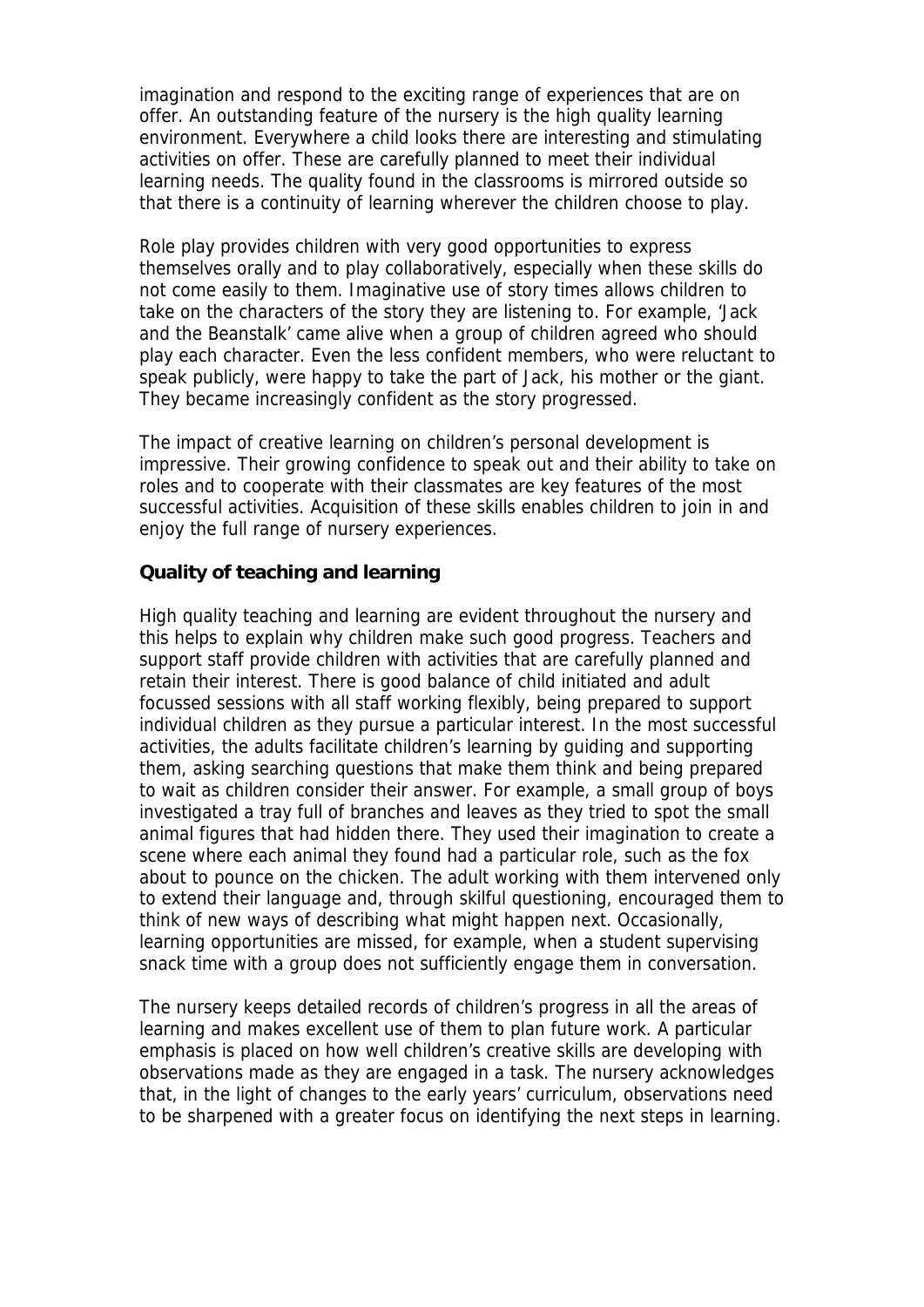imagination and respond to the exciting range of experiences that are on offer. An outstanding feature of the nursery is the high quality learning environment. Everywhere a child looks there are interesting and stimulating activities on offer. These are carefully planned to meet their individual learning needs. The quality found in the classrooms is mirrored outside so that there is a continuity of learning wherever the children choose to play.

Role play provides children with very good opportunities to express themselves orally and to play collaboratively, especially when these skills do not come easily to them. Imaginative use of story times allows children to take on the characters of the story they are listening to. For example, 'Jack and the Beanstalk' came alive when a group of children agreed who should play each character. Even the less confident members, who were reluctant to speak publicly, were happy to take the part of Jack, his mother or the giant. They became increasingly confident as the story progressed.

The impact of creative learning on children's personal development is impressive. Their growing confidence to speak out and their ability to take on roles and to cooperate with their classmates are key features of the most successful activities. Acquisition of these skills enables children to join in and enjoy the full range of nursery experiences.

**Quality of teaching and learning**

High quality teaching and learning are evident throughout the nursery and this helps to explain why children make such good progress. Teachers and support staff provide children with activities that are carefully planned and retain their interest. There is good balance of child initiated and adult focussed sessions with all staff working flexibly, being prepared to support individual children as they pursue a particular interest. In the most successful activities, the adults facilitate children's learning by guiding and supporting them, asking searching questions that make them think and being prepared to wait as children consider their answer. For example, a small group of boys investigated a tray full of branches and leaves as they tried to spot the small animal figures that had hidden there. They used their imagination to create a scene where each animal they found had a particular role, such as the fox about to pounce on the chicken. The adult working with them intervened only to extend their language and, through skilful questioning, encouraged them to think of new ways of describing what might happen next. Occasionally, learning opportunities are missed, for example, when a student supervising snack time with a group does not sufficiently engage them in conversation.

The nursery keeps detailed records of children's progress in all the areas of learning and makes excellent use of them to plan future work. A particular emphasis is placed on how well children's creative skills are developing with observations made as they are engaged in a task. The nursery acknowledges that, in the light of changes to the early years' curriculum, observations need to be sharpened with a greater focus on identifying the next steps in learning.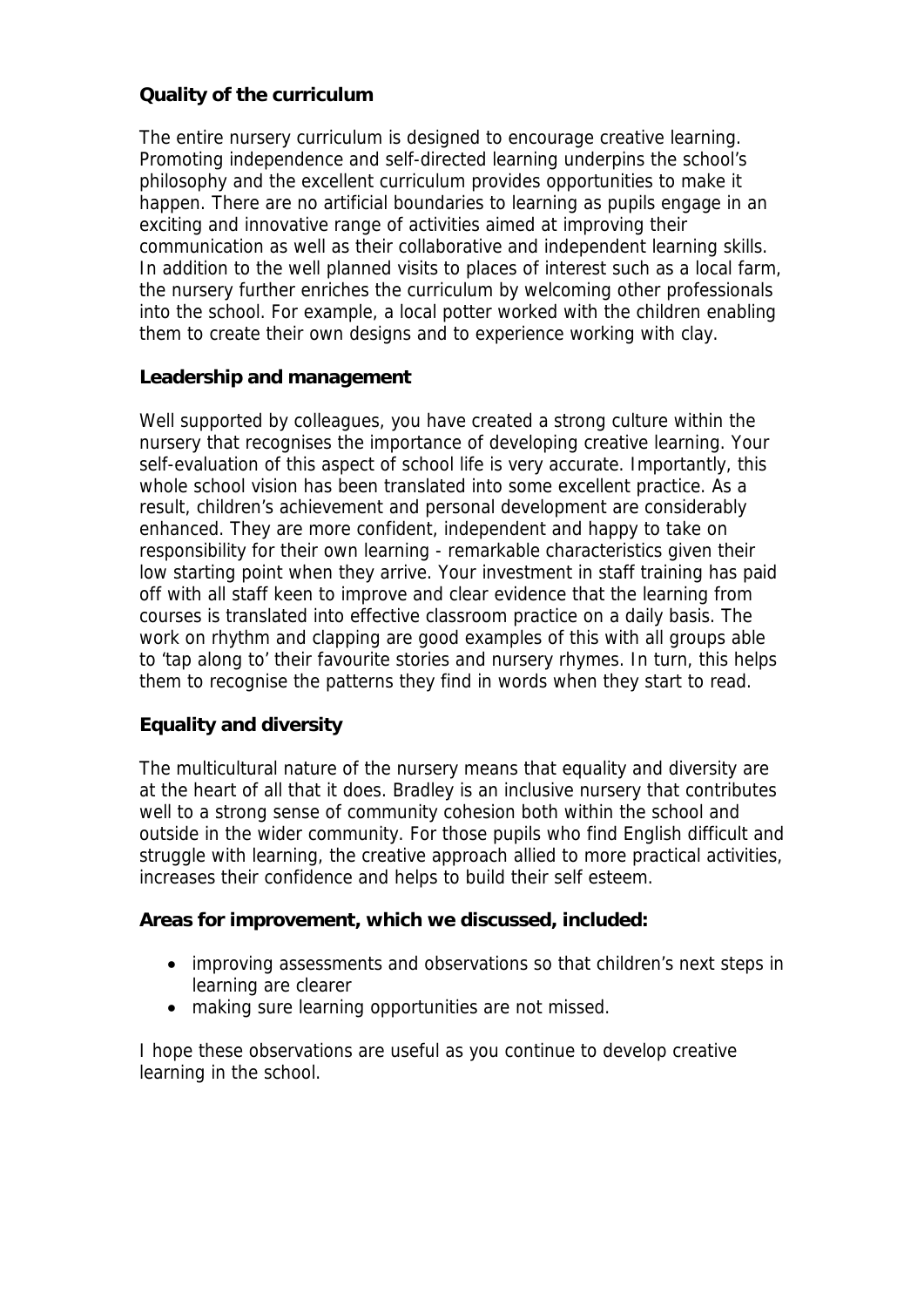**Quality of the curriculum**

The entire nursery curriculum is designed to encourage creative learning. Promoting independence and self-directed learning underpins the school's philosophy and the excellent curriculum provides opportunities to make it happen. There are no artificial boundaries to learning as pupils engage in an exciting and innovative range of activities aimed at improving their communication as well as their collaborative and independent learning skills. In addition to the well planned visits to places of interest such as a local farm, the nursery further enriches the curriculum by welcoming other professionals into the school. For example, a local potter worked with the children enabling them to create their own designs and to experience working with clay.

**Leadership and management**

Well supported by colleagues, you have created a strong culture within the nursery that recognises the importance of developing creative learning. Your self-evaluation of this aspect of school life is very accurate. Importantly, this whole school vision has been translated into some excellent practice. As a result, children's achievement and personal development are considerably enhanced. They are more confident, independent and happy to take on responsibility for their own learning - remarkable characteristics given their low starting point when they arrive. Your investment in staff training has paid off with all staff keen to improve and clear evidence that the learning from courses is translated into effective classroom practice on a daily basis. The work on rhythm and clapping are good examples of this with all groups able to 'tap along to' their favourite stories and nursery rhymes. In turn, this helps them to recognise the patterns they find in words when they start to read.

**Equality and diversity**

The multicultural nature of the nursery means that equality and diversity are at the heart of all that it does. Bradley is an inclusive nursery that contributes well to a strong sense of community cohesion both within the school and outside in the wider community. For those pupils who find English difficult and struggle with learning, the creative approach allied to more practical activities, increases their confidence and helps to build their self esteem.

**Areas for improvement, which we discussed, included:**

- improving assessments and observations so that children's next steps in learning are clearer
- making sure learning opportunities are not missed.

I hope these observations are useful as you continue to develop creative learning in the school.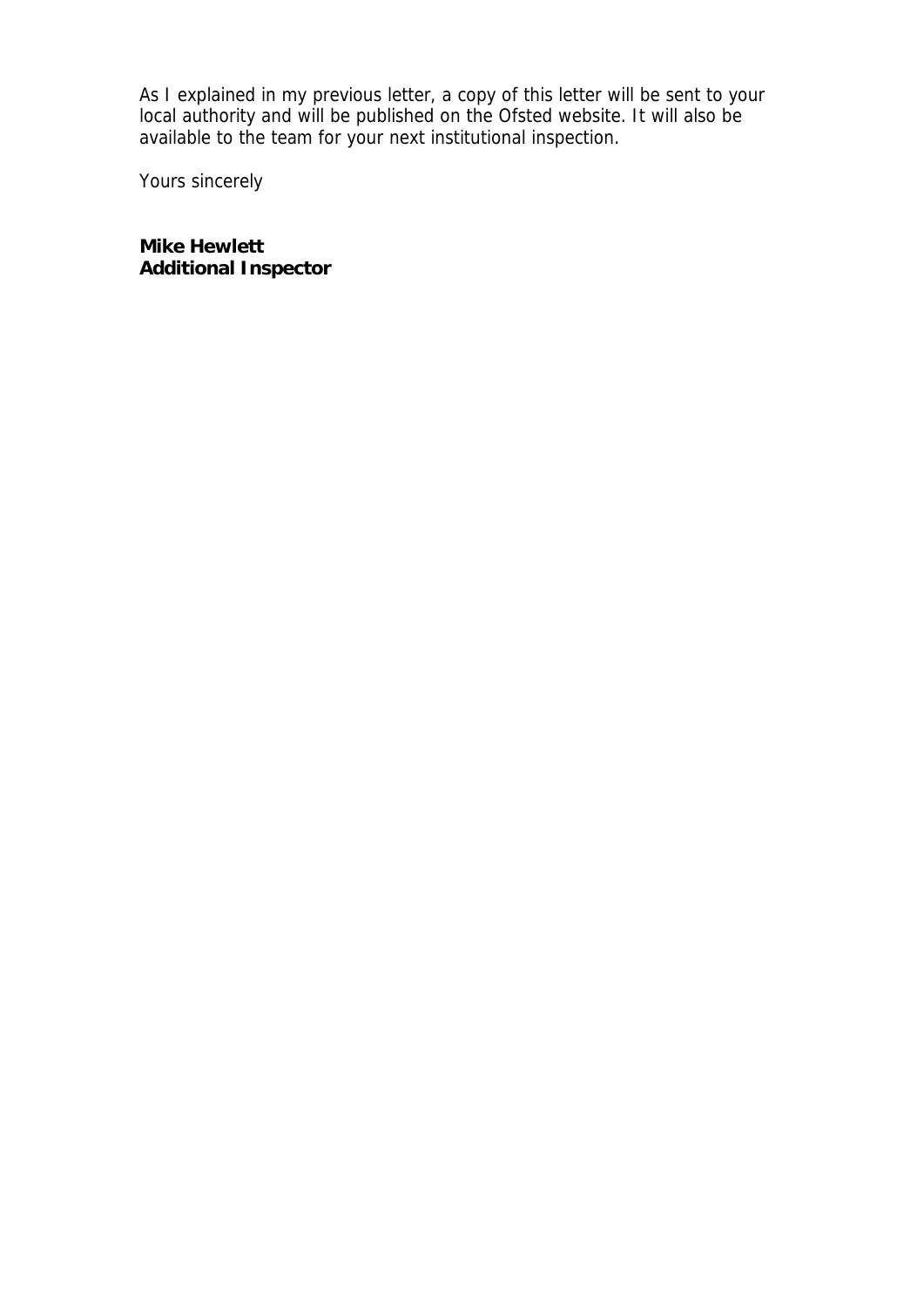As I explained in my previous letter, a copy of this letter will be sent to your local authority and will be published on the Ofsted website. It will also be available to the team for your next institutional inspection.

Yours sincerely

**Mike Hewlett**
**Additional Inspector**